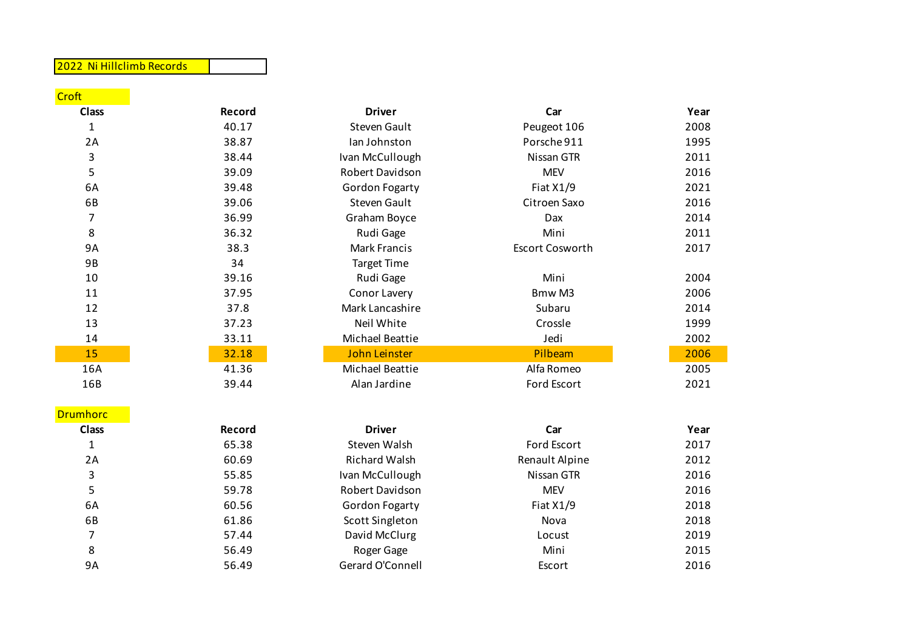# 2022 Ni Hillclimb Records

## Croft

| Class | Record | Driver | Car | Year |
|---|---|---|---|---|
| 1 | 40.17 | Steven Gault | Peugeot 106 | 2008 |
| 2A | 38.87 | Ian Johnston | Porsche 911 | 1995 |
| 3 | 38.44 | Ivan McCullough | Nissan GTR | 2011 |
| 5 | 39.09 | Robert Davidson | MEV | 2016 |
| 6A | 39.48 | Gordon Fogarty | Fiat X1/9 | 2021 |
| 6B | 39.06 | Steven Gault | Citroen Saxo | 2016 |
| 7 | 36.99 | Graham Boyce | Dax | 2014 |
| 8 | 36.32 | Rudi Gage | Mini | 2011 |
| 9A | 38.3 | Mark Francis | Escort Cosworth | 2017 |
| 9B | 34 | Target Time | | |
| 10 | 39.16 | Rudi Gage | Mini | 2004 |
| 11 | 37.95 | Conor Lavery | Bmw M3 | 2006 |
| 12 | 37.8 | Mark Lancashire | Subaru | 2014 |
| 13 | 37.23 | Neil White | Crossle | 1999 |
| 14 | 33.11 | Michael Beattie | Jedi | 2002 |
| 15 | 32.18 | John Leinster | Pilbeam | 2006 |
| 16A | 41.36 | Michael Beattie | Alfa Romeo | 2005 |
| 16B | 39.44 | Alan Jardine | Ford Escort | 2021 |

## Drumhorc

| Class | Record | Driver | Car | Year |
|---|---|---|---|---|
| 1 | 65.38 | Steven Walsh | Ford Escort | 2017 |
| 2A | 60.69 | Richard Walsh | Renault Alpine | 2012 |
| 3 | 55.85 | Ivan McCullough | Nissan GTR | 2016 |
| 5 | 59.78 | Robert Davidson | MEV | 2016 |
| 6A | 60.56 | Gordon Fogarty | Fiat X1/9 | 2018 |
| 6B | 61.86 | Scott Singleton | Nova | 2018 |
| 7 | 57.44 | David McClurg | Locust | 2019 |
| 8 | 56.49 | Roger Gage | Mini | 2015 |
| 9A | 56.49 | Gerard O'Connell | Escort | 2016 |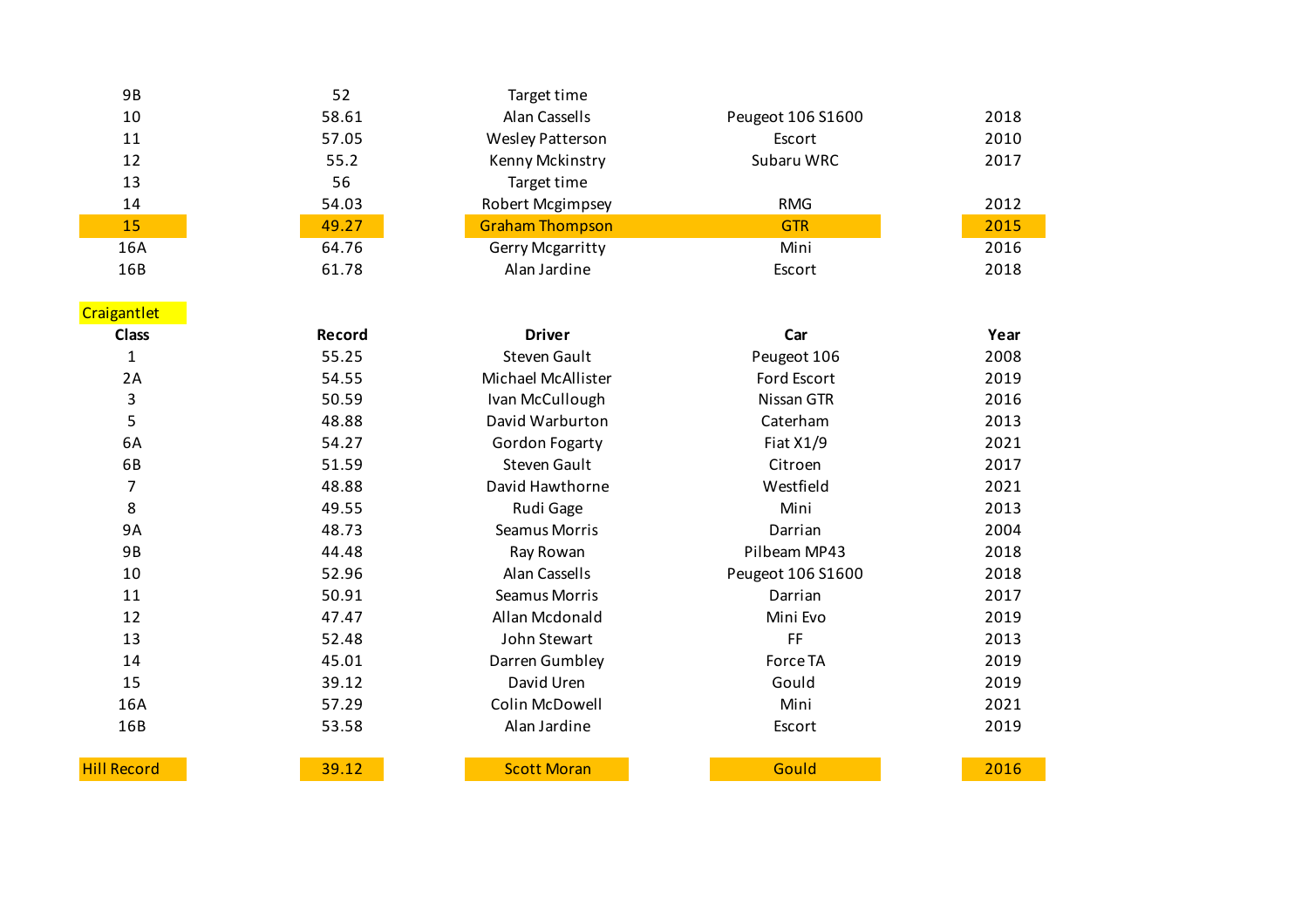| | | | | |
|---|---|---|---|---|
| 9B | 52 | Target time | | |
| 10 | 58.61 | Alan Cassells | Peugeot 106 S1600 | 2018 |
| 11 | 57.05 | Wesley Patterson | Escort | 2010 |
| 12 | 55.2 | Kenny Mckinstry | Subaru WRC | 2017 |
| 13 | 56 | Target time | | |
| 14 | 54.03 | Robert Mcgimpsey | RMG | 2012 |
| 15 | 49.27 | Graham Thompson | GTR | 2015 |
| 16A | 64.76 | Gerry Mcgarritty | Mini | 2016 |
| 16B | 61.78 | Alan Jardine | Escort | 2018 |

## Craigantlet

| Class | Record | Driver | Car | Year |
|---|---|---|---|---|
| 1 | 55.25 | Steven Gault | Peugeot 106 | 2008 |
| 2A | 54.55 | Michael McAllister | Ford Escort | 2019 |
| 3 | 50.59 | Ivan McCullough | Nissan GTR | 2016 |
| 5 | 48.88 | David Warburton | Caterham | 2013 |
| 6A | 54.27 | Gordon Fogarty | Fiat X1/9 | 2021 |
| 6B | 51.59 | Steven Gault | Citroen | 2017 |
| 7 | 48.88 | David Hawthorne | Westfield | 2021 |
| 8 | 49.55 | Rudi Gage | Mini | 2013 |
| 9A | 48.73 | Seamus Morris | Darrian | 2004 |
| 9B | 44.48 | Ray Rowan | Pilbeam MP43 | 2018 |
| 10 | 52.96 | Alan Cassells | Peugeot 106 S1600 | 2018 |
| 11 | 50.91 | Seamus Morris | Darrian | 2017 |
| 12 | 47.47 | Allan Mcdonald | Mini Evo | 2019 |
| 13 | 52.48 | John Stewart | FF | 2013 |
| 14 | 45.01 | Darren Gumbley | Force TA | 2019 |
| 15 | 39.12 | David Uren | Gould | 2019 |
| 16A | 57.29 | Colin McDowell | Mini | 2021 |
| 16B | 53.58 | Alan Jardine | Escort | 2019 |
| | | | | |
| Hill Record | 39.12 | Scott Moran | Gould | 2016 |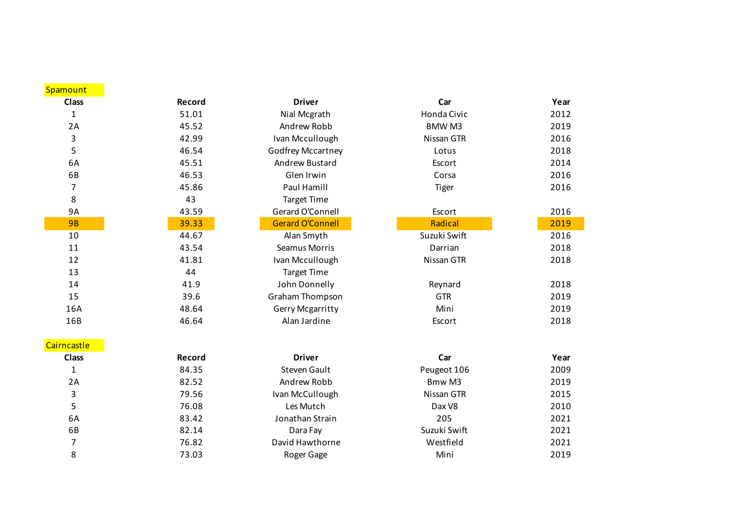## Spamount

| Class | Record | Driver | Car | Year |
|---|---|---|---|---|
| 1 | 51.01 | Nial Mcgrath | Honda Civic | 2012 |
| 2A | 45.52 | Andrew Robb | BMW M3 | 2019 |
| 3 | 42.99 | Ivan Mccullough | Nissan GTR | 2016 |
| 5 | 46.54 | Godfrey Mccartney | Lotus | 2018 |
| 6A | 45.51 | Andrew Bustard | Escort | 2014 |
| 6B | 46.53 | Glen Irwin | Corsa | 2016 |
| 7 | 45.86 | Paul Hamill | Tiger | 2016 |
| 8 | 43 | Target Time | | |
| 9A | 43.59 | Gerard O'Connell | Escort | 2016 |
| 9B | 39.33 | Gerard O'Connell | Radical | 2019 |
| 10 | 44.67 | Alan Smyth | Suzuki Swift | 2016 |
| 11 | 43.54 | Seamus Morris | Darrian | 2018 |
| 12 | 41.81 | Ivan Mccullough | Nissan GTR | 2018 |
| 13 | 44 | Target Time | | |
| 14 | 41.9 | John Donnelly | Reynard | 2018 |
| 15 | 39.6 | Graham Thompson | GTR | 2019 |
| 16A | 48.64 | Gerry Mcgarritty | Mini | 2019 |
| 16B | 46.64 | Alan Jardine | Escort | 2018 |

## Cairncastle

| Class | Record | Driver | Car | Year |
|---|---|---|---|---|
| 1 | 84.35 | Steven Gault | Peugeot 106 | 2009 |
| 2A | 82.52 | Andrew Robb | Bmw M3 | 2019 |
| 3 | 79.56 | Ivan McCullough | Nissan GTR | 2015 |
| 5 | 76.08 | Les Mutch | Dax V8 | 2010 |
| 6A | 83.42 | Jonathan Strain | 205 | 2021 |
| 6B | 82.14 | Dara Fay | Suzuki Swift | 2021 |
| 7 | 76.82 | David Hawthorne | Westfield | 2021 |
| 8 | 73.03 | Roger Gage | Mini | 2019 |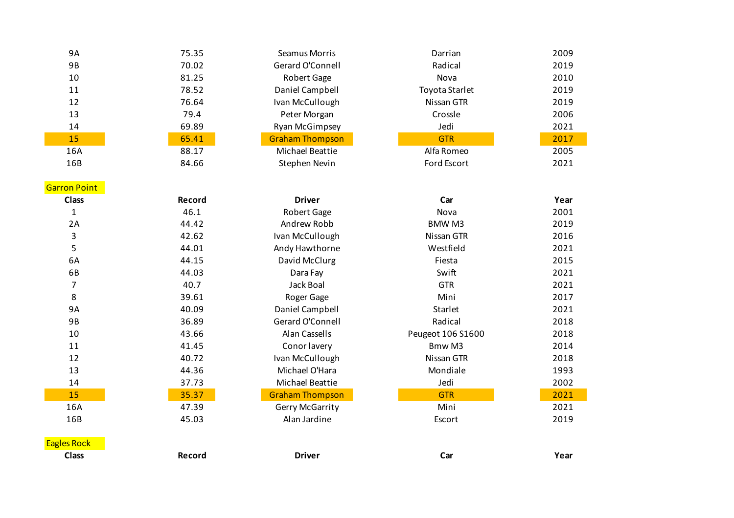| 9A | 75.35 | Seamus Morris | Darrian | 2009 |
|---|---|---|---|---|
| 9B | 70.02 | Gerard O'Connell | Radical | 2019 |
| 10 | 81.25 | Robert Gage | Nova | 2010 |
| 11 | 78.52 | Daniel Campbell | Toyota Starlet | 2019 |
| 12 | 76.64 | Ivan McCullough | Nissan GTR | 2019 |
| 13 | 79.4 | Peter Morgan | Crossle | 2006 |
| 14 | 69.89 | Ryan McGimpsey | Jedi | 2021 |
| 15 | 65.41 | Graham Thompson | GTR | 2017 |
| 16A | 88.17 | Michael Beattie | Alfa Romeo | 2005 |
| 16B | 84.66 | Stephen Nevin | Ford Escort | 2021 |

Garron Point

| Class | Record | Driver | Car | Year |
|---|---|---|---|---|
| 1 | 46.1 | Robert Gage | Nova | 2001 |
| 2A | 44.42 | Andrew Robb | BMW M3 | 2019 |
| 3 | 42.62 | Ivan McCullough | Nissan GTR | 2016 |
| 5 | 44.01 | Andy Hawthorne | Westfield | 2021 |
| 6A | 44.15 | David McClurg | Fiesta | 2015 |
| 6B | 44.03 | Dara Fay | Swift | 2021 |
| 7 | 40.7 | Jack Boal | GTR | 2021 |
| 8 | 39.61 | Roger Gage | Mini | 2017 |
| 9A | 40.09 | Daniel Campbell | Starlet | 2021 |
| 9B | 36.89 | Gerard O'Connell | Radical | 2018 |
| 10 | 43.66 | Alan Cassells | Peugeot 106 S1600 | 2018 |
| 11 | 41.45 | Conor lavery | Bmw M3 | 2014 |
| 12 | 40.72 | Ivan McCullough | Nissan GTR | 2018 |
| 13 | 44.36 | Michael O'Hara | Mondiale | 1993 |
| 14 | 37.73 | Michael Beattie | Jedi | 2002 |
| 15 | 35.37 | Graham Thompson | GTR | 2021 |
| 16A | 47.39 | Gerry McGarrity | Mini | 2021 |
| 16B | 45.03 | Alan Jardine | Escort | 2019 |

Eagles Rock

| Class | Record | Driver | Car | Year |
|---|---|---|---|---|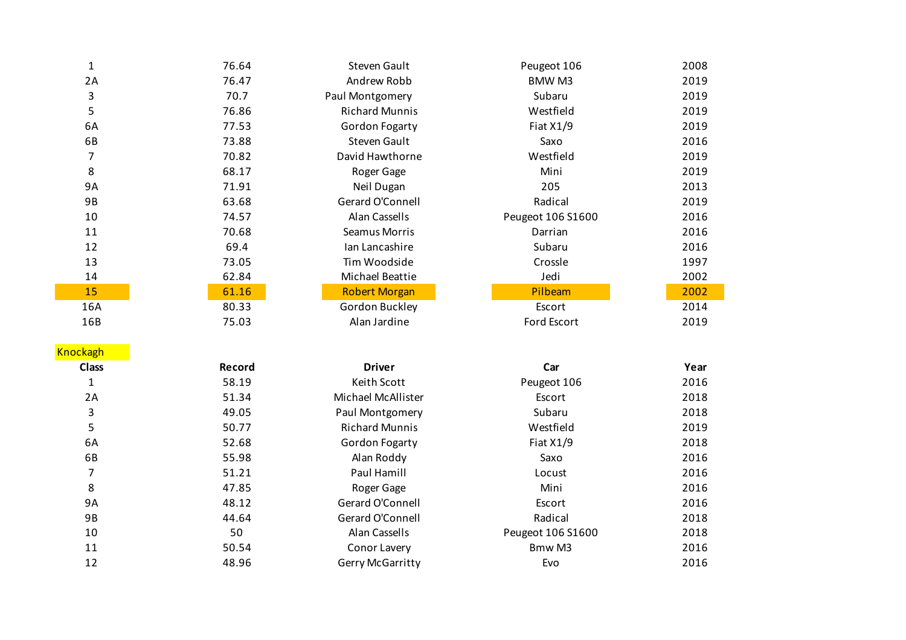| | | | | |
|---|---|---|---|---|
| 1 | 76.64 | Steven Gault | Peugeot 106 | 2008 |
| 2A | 76.47 | Andrew Robb | BMW M3 | 2019 |
| 3 | 70.7 | Paul Montgomery | Subaru | 2019 |
| 5 | 76.86 | Richard Munnis | Westfield | 2019 |
| 6A | 77.53 | Gordon Fogarty | Fiat X1/9 | 2019 |
| 6B | 73.88 | Steven Gault | Saxo | 2016 |
| 7 | 70.82 | David Hawthorne | Westfield | 2019 |
| 8 | 68.17 | Roger Gage | Mini | 2019 |
| 9A | 71.91 | Neil Dugan | 205 | 2013 |
| 9B | 63.68 | Gerard O'Connell | Radical | 2019 |
| 10 | 74.57 | Alan Cassells | Peugeot 106 S1600 | 2016 |
| 11 | 70.68 | Seamus Morris | Darrian | 2016 |
| 12 | 69.4 | Ian Lancashire | Subaru | 2016 |
| 13 | 73.05 | Tim Woodside | Crossle | 1997 |
| 14 | 62.84 | Michael Beattie | Jedi | 2002 |
| 15 | 61.16 | Robert Morgan | Pilbeam | 2002 |
| 16A | 80.33 | Gordon Buckley | Escort | 2014 |
| 16B | 75.03 | Alan Jardine | Ford Escort | 2019 |

Knockagh

| Class | Record | Driver | Car | Year |
|---|---|---|---|---|
| 1 | 58.19 | Keith Scott | Peugeot 106 | 2016 |
| 2A | 51.34 | Michael McAllister | Escort | 2018 |
| 3 | 49.05 | Paul Montgomery | Subaru | 2018 |
| 5 | 50.77 | Richard Munnis | Westfield | 2019 |
| 6A | 52.68 | Gordon Fogarty | Fiat X1/9 | 2018 |
| 6B | 55.98 | Alan Roddy | Saxo | 2016 |
| 7 | 51.21 | Paul Hamill | Locust | 2016 |
| 8 | 47.85 | Roger Gage | Mini | 2016 |
| 9A | 48.12 | Gerard O'Connell | Escort | 2016 |
| 9B | 44.64 | Gerard O'Connell | Radical | 2018 |
| 10 | 50 | Alan Cassells | Peugeot 106 S1600 | 2018 |
| 11 | 50.54 | Conor Lavery | Bmw M3 | 2016 |
| 12 | 48.96 | Gerry McGarritty | Evo | 2016 |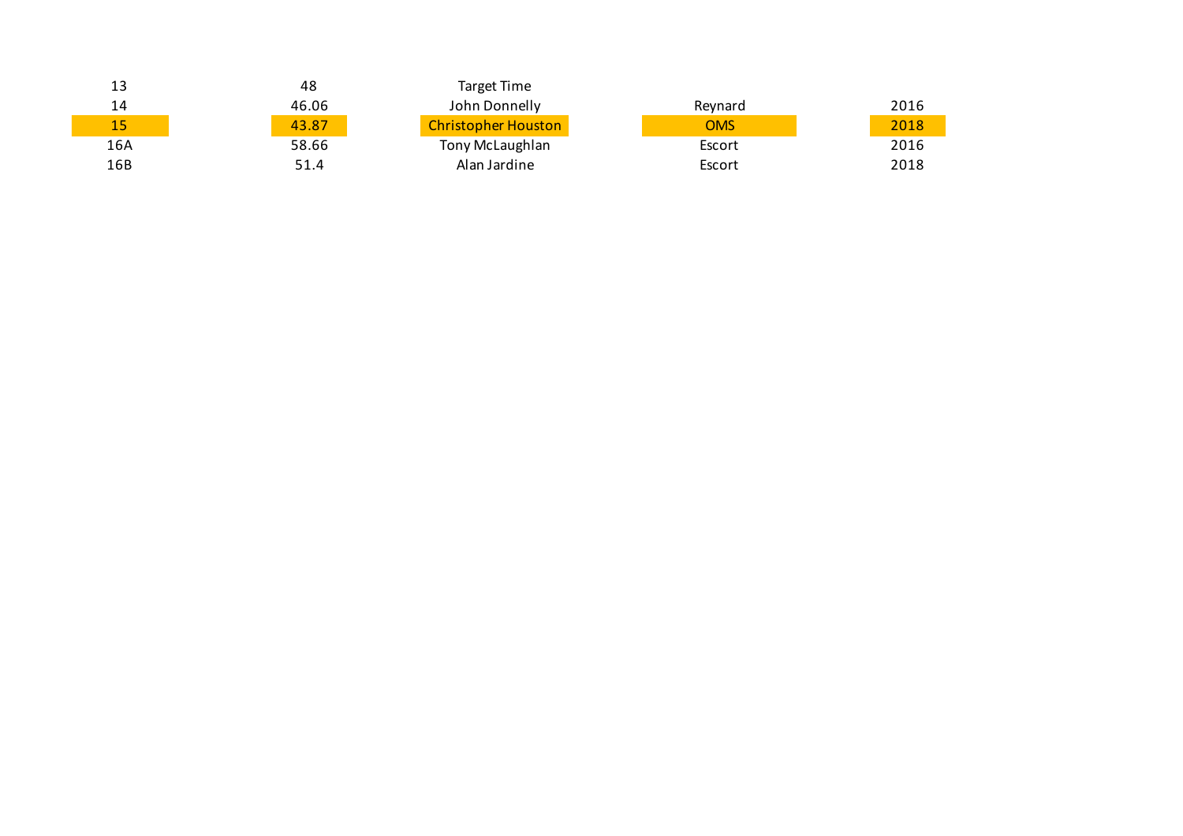| | | | | |
|---|---|---|---|---|
| 13 | 48 | Target Time | | |
| 14 | 46.06 | John Donnelly | Reynard | 2016 |
| 15 | 43.87 | Christopher Houston | OMS | 2018 |
| 16A | 58.66 | Tony McLaughlan | Escort | 2016 |
| 16B | 51.4 | Alan Jardine | Escort | 2018 |